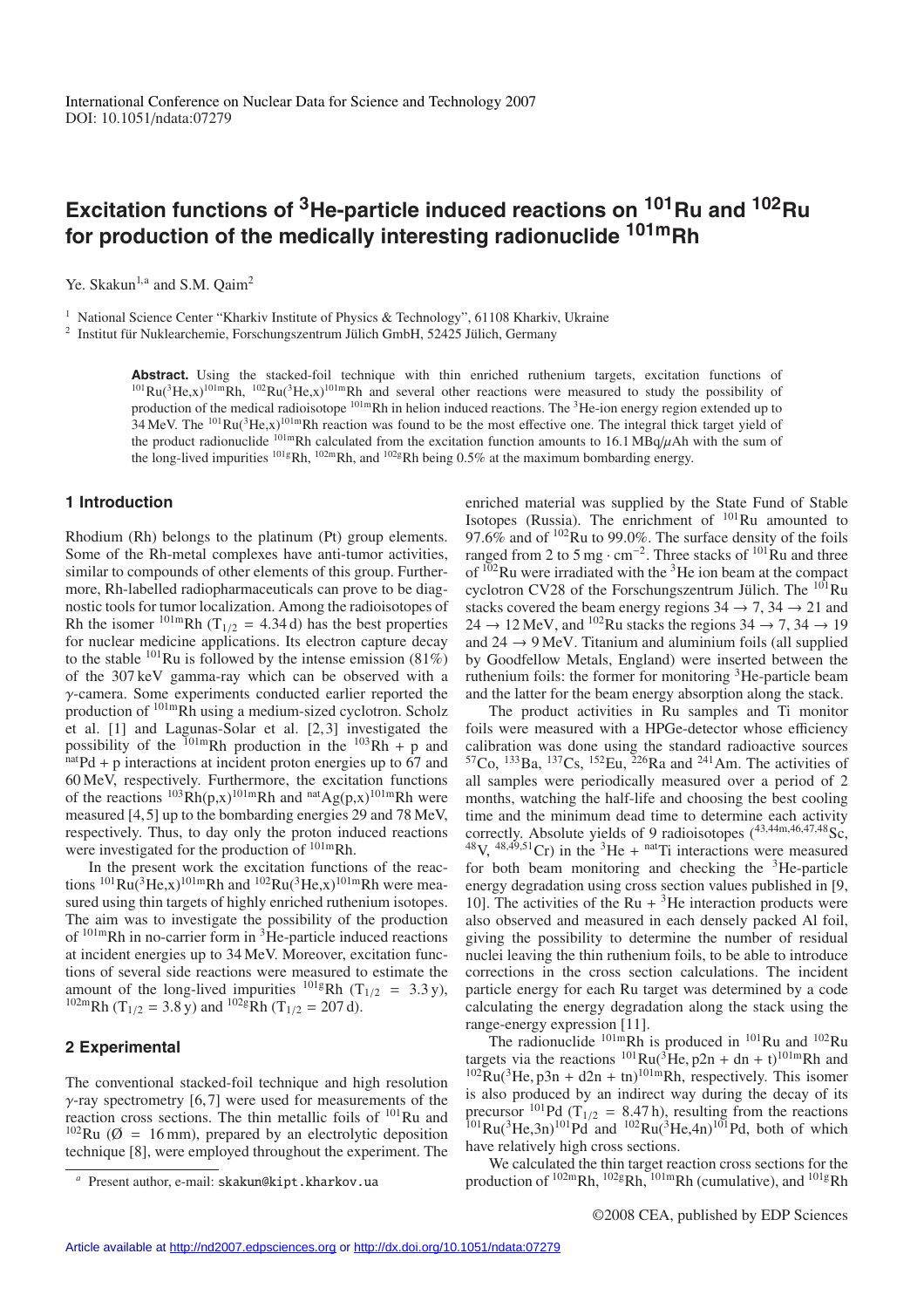# Excitation functions of $^{3}$He-particle induced reactions on $^{101}$Ru and $^{102}$Ru for production of the medically interesting radionuclide $^{101m}$Rh

Ye. Skakun[1,a] and S.M. Qaim[2]

[1] National Science Center "Kharkiv Institute of Physics & Technology", 61108 Kharkiv, Ukraine

[2] Institut für Nuklearchemie, Forschungszentrum Jülich GmbH, 52425 Jülich, Germany

**Abstract.** Using the stacked-foil technique with thin enriched ruthenium targets, excitation functions of $^{101}$Ru($^{3}$He,x)$^{101m}$Rh, $^{102}$Ru($^{3}$He,x)$^{101m}$Rh and several other reactions were measured to study the possibility of production of the medical radioisotope $^{101m}$Rh in helion induced reactions. The $^{3}$He-ion energy region extended up to 34 MeV. The $^{101}$Ru($^{3}$He,x)$^{101m}$Rh reaction was found to be the most effective one. The integral thick target yield of the product radionuclide $^{101m}$Rh calculated from the excitation function amounts to 16.1 MBq/$\mu$Ah with the sum of the long-lived impurities $^{101g}$Rh, $^{102m}$Rh, and $^{102g}$Rh being 0.5% at the maximum bombarding energy.

## 1 Introduction

Rhodium (Rh) belongs to the platinum (Pt) group elements. Some of the Rh-metal complexes have anti-tumor activities, similar to compounds of other elements of this group. Furthermore, Rh-labelled radiopharmaceuticals can prove to be diagnostic tools for tumor localization. Among the radioisotopes of Rh the isomer $^{101m}$Rh ($T_{1/2}$ = 4.34 d) has the best properties for nuclear medicine applications. Its electron capture decay to the stable $^{101}$Ru is followed by the intense emission (81%) of the 307 keV gamma-ray which can be observed with a $\gamma$-camera. Some experiments conducted earlier reported the production of $^{101m}$Rh using a medium-sized cyclotron. Scholz et al. [1] and Lagunas-Solar et al. [2,3] investigated the possibility of the $^{101m}$Rh production in the $^{103}$Rh + p and $^{nat}$Pd + p interactions at incident proton energies up to 67 and 60 MeV, respectively. Furthermore, the excitation functions of the reactions $^{103}$Rh(p,x)$^{101m}$Rh and $^{nat}$Ag(p,x)$^{101m}$Rh were measured [4,5] up to the bombarding energies 29 and 78 MeV, respectively. Thus, to day only the proton induced reactions were investigated for the production of $^{101m}$Rh.

In the present work the excitation functions of the reactions $^{101}$Ru($^{3}$He,x)$^{101m}$Rh and $^{102}$Ru($^{3}$He,x)$^{101m}$Rh were measured using thin targets of highly enriched ruthenium isotopes. The aim was to investigate the possibility of the production of $^{101m}$Rh in no-carrier form in $^{3}$He-particle induced reactions at incident energies up to 34 MeV. Moreover, excitation functions of several side reactions were measured to estimate the amount of the long-lived impurities $^{101g}$Rh ($T_{1/2}$ = 3.3 y), $^{102m}$Rh ($T_{1/2}$ = 3.8 y) and $^{102g}$Rh ($T_{1/2}$ = 207 d).

## 2 Experimental

The conventional stacked-foil technique and high resolution $\gamma$-ray spectrometry [6,7] were used for measurements of the reaction cross sections. The thin metallic foils of $^{101}$Ru and $^{102}$Ru (Ø = 16 mm), prepared by an electrolytic deposition technique [8], were employed throughout the experiment. The enriched material was supplied by the State Fund of Stable Isotopes (Russia). The enrichment of $^{101}$Ru amounted to 97.6% and of $^{102}$Ru to 99.0%. The surface density of the foils ranged from 2 to 5 mg · cm$^{-2}$. Three stacks of $^{101}$Ru and three of $^{102}$Ru were irradiated with the $^{3}$He ion beam at the compact cyclotron CV28 of the Forschungszentrum Jülich. The $^{101}$Ru stacks covered the beam energy regions 34 → 7, 34 → 21 and 24 → 12 MeV, and $^{102}$Ru stacks the regions 34 → 7, 34 → 19 and 24 → 9 MeV. Titanium and aluminium foils (all supplied by Goodfellow Metals, England) were inserted between the ruthenium foils: the former for monitoring $^{3}$He-particle beam and the latter for the beam energy absorption along the stack.

The product activities in Ru samples and Ti monitor foils were measured with a HPGe-detector whose efficiency calibration was done using the standard radioactive sources $^{57}$Co, $^{133}$Ba, $^{137}$Cs, $^{152}$Eu, $^{226}$Ra and $^{241}$Am. The activities of all samples were periodically measured over a period of 2 months, watching the half-life and choosing the best cooling time and the minimum dead time to determine each activity correctly. Absolute yields of 9 radioisotopes ($^{43,44m,46,47,48}$Sc, $^{48}$V, $^{48,49,51}$Cr) in the $^{3}$He + $^{nat}$Ti interactions were measured for both beam monitoring and checking the $^{3}$He-particle energy degradation using cross section values published in [9, 10]. The activities of the Ru + $^{3}$He interaction products were also observed and measured in each densely packed Al foil, giving the possibility to determine the number of residual nuclei leaving the thin ruthenium foils, to be able to introduce corrections in the cross section calculations. The incident particle energy for each Ru target was determined by a code calculating the energy degradation along the stack using the range-energy expression [11].

The radionuclide $^{101m}$Rh is produced in $^{101}$Ru and $^{102}$Ru targets via the reactions $^{101}$Ru($^{3}$He, p2n + dn + t)$^{101m}$Rh and $^{102}$Ru($^{3}$He, p3n + d2n + tn)$^{101m}$Rh, respectively. This isomer is also produced by an indirect way during the decay of its precursor $^{101}$Pd ($T_{1/2}$ = 8.47 h), resulting from the reactions $^{101}$Ru($^{3}$He,3n)$^{101}$Pd and $^{102}$Ru($^{3}$He,4n)$^{101}$Pd, both of which have relatively high cross sections.

We calculated the thin target reaction cross sections for the production of $^{102m}$Rh, $^{102g}$Rh, $^{101m}$Rh (cumulative), and $^{101g}$Rh

[a] Present author, e-mail: skakun@kipt.kharkov.ua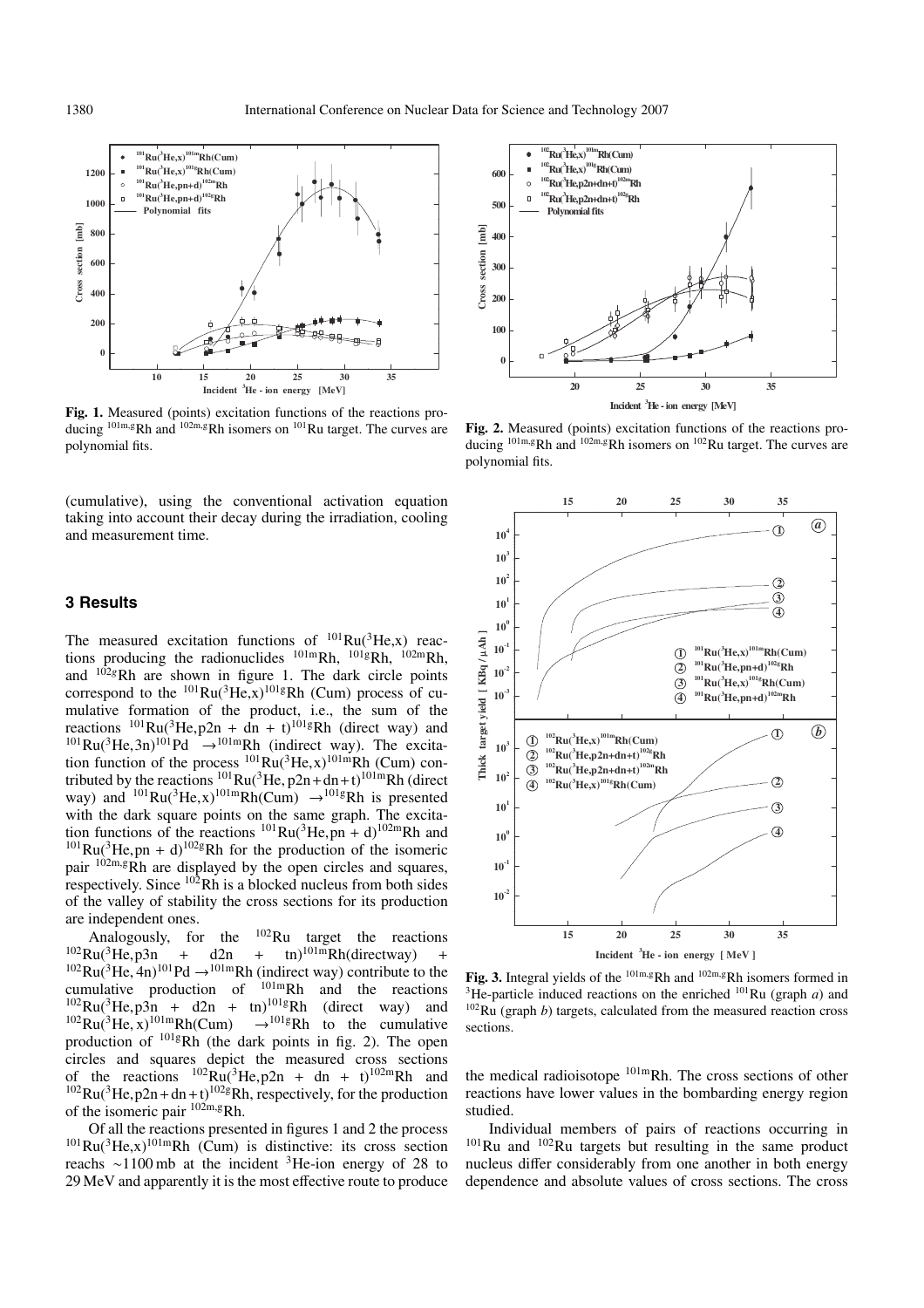**Fig. 1.** Measured (points) excitation functions of the reactions producing $^{101m,g}$Rh and $^{102m,g}$Rh isomers on $^{101}$Ru target. The curves are polynomial fits.

**Fig. 2.** Measured (points) excitation functions of the reactions producing $^{101m,g}$Rh and $^{102m,g}$Rh isomers on $^{102}$Ru target. The curves are polynomial fits.

(cumulative), using the conventional activation equation taking into account their decay during the irradiation, cooling and measurement time.

## 3 Results

The measured excitation functions of $^{101}$Ru($^3$He,x) reactions producing the radionuclides $^{101m}$Rh, $^{101g}$Rh, $^{102m}$Rh, and $^{102g}$Rh are shown in figure 1. The dark circle points correspond to the $^{101}$Ru($^3$He,x)$^{101g}$Rh (Cum) process of cumulative formation of the product, i.e., the sum of the reactions $^{101}$Ru($^3$He,p2n + dn + t)$^{101g}$Rh (direct way) and $^{101}$Ru($^3$He,3n)$^{101}$Pd $\rightarrow^{101m}$Rh (indirect way). The excitation function of the process $^{101}$Ru($^3$He,x)$^{101m}$Rh (Cum) contributed by the reactions $^{101}$Ru($^3$He, p2n+dn+t)$^{101m}$Rh (direct way) and $^{101}$Ru($^3$He,x)$^{101m}$Rh(Cum) $\rightarrow^{101g}$Rh is presented with the dark square points on the same graph. The excitation functions of the reactions $^{101}$Ru($^3$He,pn + d)$^{102m}$Rh and $^{101}$Ru($^3$He,pn + d)$^{102g}$Rh for the production of the isomeric pair $^{102m,g}$Rh are displayed by the open circles and squares, respectively. Since $^{102}$Rh is a blocked nucleus from both sides of the valley of stability the cross sections for its production are independent ones.

Analogously, for the $^{102}$Ru target the reactions $^{102}$Ru($^3$He,p3n + d2n + tn)$^{101m}$Rh(directway) + $^{102}$Ru($^3$He, 4n)$^{101}$Pd $\rightarrow^{101m}$Rh (indirect way) contribute to the cumulative production of $^{101m}$Rh and the reactions $^{102}$Ru($^3$He,p3n + d2n + tn)$^{101g}$Rh (direct way) and $^{102}$Ru($^3$He, x)$^{101m}$Rh(Cum) $\rightarrow^{101g}$Rh to the cumulative production of $^{101g}$Rh (the dark points in fig. 2). The open circles and squares depict the measured cross sections of the reactions $^{102}$Ru($^3$He,p2n + dn + t)$^{102m}$Rh and $^{102}$Ru($^3$He,p2n+dn+t)$^{102g}$Rh, respectively, for the production of the isomeric pair $^{102m,g}$Rh.

Of all the reactions presented in figures 1 and 2 the process $^{101}$Ru($^3$He,x)$^{101m}$Rh (Cum) is distinctive: its cross section reachs ∼1100 mb at the incident $^3$He-ion energy of 28 to 29 MeV and apparently it is the most effective route to produce the medical radioisotope $^{101m}$Rh. The cross sections of other reactions have lower values in the bombarding energy region studied.

**Fig. 3.** Integral yields of the $^{101m,g}$Rh and $^{102m,g}$Rh isomers formed in $^3$He-particle induced reactions on the enriched $^{101}$Ru (graph *a*) and $^{102}$Ru (graph *b*) targets, calculated from the measured reaction cross sections.

Individual members of pairs of reactions occurring in $^{101}$Ru and $^{102}$Ru targets but resulting in the same product nucleus differ considerably from one another in both energy dependence and absolute values of cross sections. The cross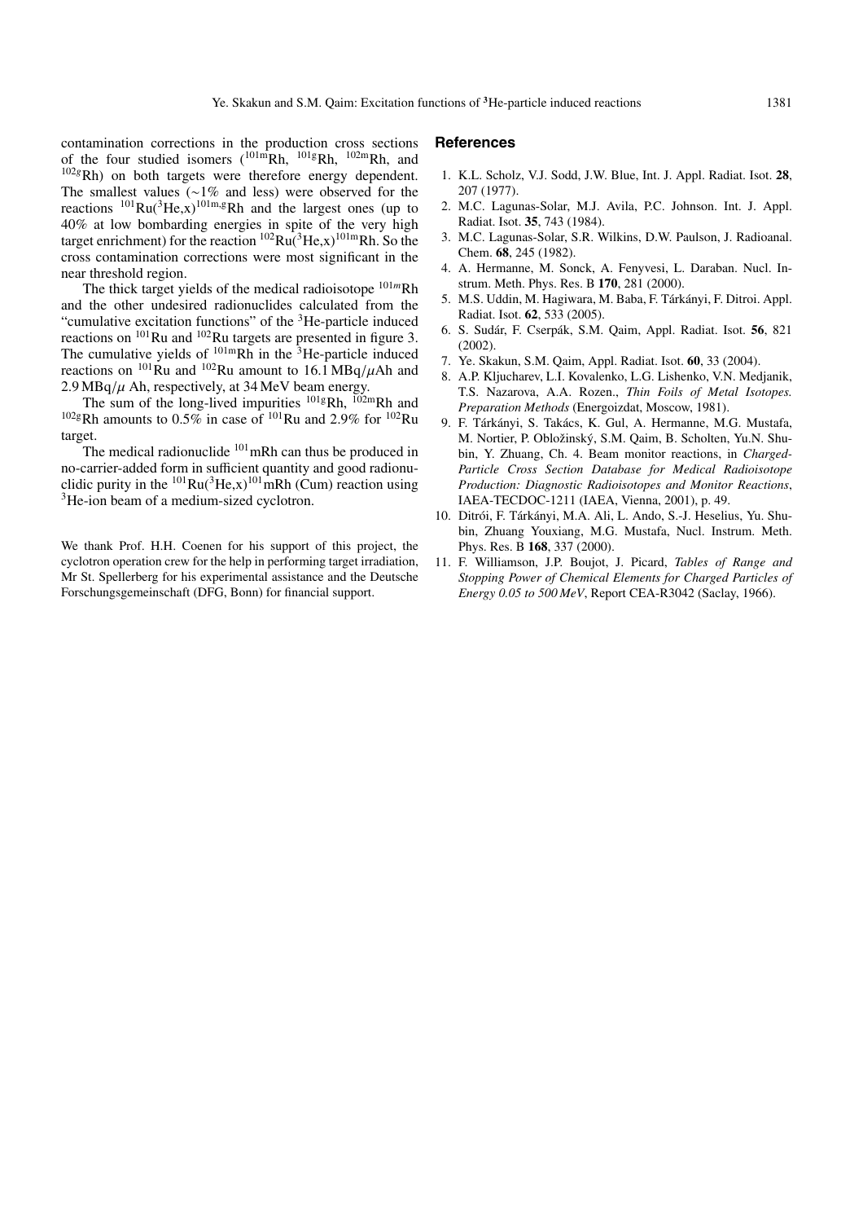contamination corrections in the production cross sections of the four studied isomers ($^{101m}$Rh, $^{101g}$Rh, $^{102m}$Rh, and $^{102g}$Rh) on both targets were therefore energy dependent. The smallest values (~1% and less) were observed for the reactions $^{101}$Ru($^{3}$He,x)$^{101m,g}$Rh and the largest ones (up to 40% at low bombarding energies in spite of the very high target enrichment) for the reaction $^{102}$Ru($^{3}$He,x)$^{101m}$Rh. So the cross contamination corrections were most significant in the near threshold region.

The thick target yields of the medical radioisotope $^{101m}$Rh and the other undesired radionuclides calculated from the "cumulative excitation functions" of the $^{3}$He-particle induced reactions on $^{101}$Ru and $^{102}$Ru targets are presented in figure 3. The cumulative yields of $^{101m}$Rh in the $^{3}$He-particle induced reactions on $^{101}$Ru and $^{102}$Ru amount to 16.1 MBq/$\mu$Ah and 2.9 MBq/$\mu$ Ah, respectively, at 34 MeV beam energy.

The sum of the long-lived impurities $^{101g}$Rh, $^{102m}$Rh and $^{102g}$Rh amounts to 0.5% in case of $^{101}$Ru and 2.9% for $^{102}$Ru target.

The medical radionuclide $^{101}$mRh can thus be produced in no-carrier-added form in sufficient quantity and good radionuclidic purity in the $^{101}$Ru($^{3}$He,x)$^{101}$mRh (Cum) reaction using $^{3}$He-ion beam of a medium-sized cyclotron.

We thank Prof. H.H. Coenen for his support of this project, the cyclotron operation crew for the help in performing target irradiation, Mr St. Spellerberg for his experimental assistance and the Deutsche Forschungsgemeinschaft (DFG, Bonn) for financial support.

## References

1. K.L. Scholz, V.J. Sodd, J.W. Blue, Int. J. Appl. Radiat. Isot. **28**, 207 (1977).
2. M.C. Lagunas-Solar, M.J. Avila, P.C. Johnson. Int. J. Appl. Radiat. Isot. **35**, 743 (1984).
3. M.C. Lagunas-Solar, S.R. Wilkins, D.W. Paulson, J. Radioanal. Chem. **68**, 245 (1982).
4. A. Hermanne, M. Sonck, A. Fenyvesi, L. Daraban. Nucl. Instrum. Meth. Phys. Res. B **170**, 281 (2000).
5. M.S. Uddin, M. Hagiwara, M. Baba, F. Tárkányi, F. Ditroi. Appl. Radiat. Isot. **62**, 533 (2005).
6. S. Sudár, F. Cserpák, S.M. Qaim, Appl. Radiat. Isot. **56**, 821 (2002).
7. Ye. Skakun, S.M. Qaim, Appl. Radiat. Isot. **60**, 33 (2004).
8. A.P. Kljucharev, L.I. Kovalenko, L.G. Lishenko, V.N. Medjanik, T.S. Nazarova, A.A. Rozen., *Thin Foils of Metal Isotopes. Preparation Methods* (Energoizdat, Moscow, 1981).
9. F. Tárkányi, S. Takács, K. Gul, A. Hermanne, M.G. Mustafa, M. Nortier, P. Obložinský, S.M. Qaim, B. Scholten, Yu.N. Shubin, Y. Zhuang, Ch. 4. Beam monitor reactions, in *Charged-Particle Cross Section Database for Medical Radioisotope Production: Diagnostic Radioisotopes and Monitor Reactions*, IAEA-TECDOC-1211 (IAEA, Vienna, 2001), p. 49.
10. Ditrói, F. Tárkányi, M.A. Ali, L. Ando, S.-J. Heselius, Yu. Shubin, Zhuang Youxiang, M.G. Mustafa, Nucl. Instrum. Meth. Phys. Res. B **168**, 337 (2000).
11. F. Williamson, J.P. Boujot, J. Picard, *Tables of Range and Stopping Power of Chemical Elements for Charged Particles of Energy 0.05 to 500 MeV*, Report CEA-R3042 (Saclay, 1966).